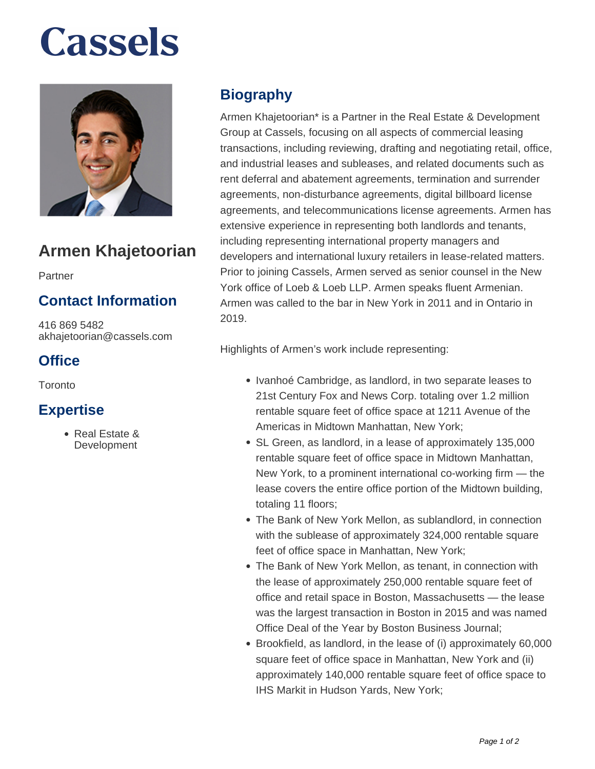# Cassels

## Armen Khajetoorian

Partner

### Contact Information

416 869 5482
akhajetoorian@cassels.com

### Office

Toronto

### Expertise

- Real Estate & Development

## Biography

Armen Khajetoorian* is a Partner in the Real Estate & Development Group at Cassels, focusing on all aspects of commercial leasing transactions, including reviewing, drafting and negotiating retail, office, and industrial leases and subleases, and related documents such as rent deferral and abatement agreements, termination and surrender agreements, non-disturbance agreements, digital billboard license agreements, and telecommunications license agreements. Armen has extensive experience in representing both landlords and tenants, including representing international property managers and developers and international luxury retailers in lease-related matters. Prior to joining Cassels, Armen served as senior counsel in the New York office of Loeb & Loeb LLP. Armen speaks fluent Armenian. Armen was called to the bar in New York in 2011 and in Ontario in 2019.

Highlights of Armen's work include representing:

- Ivanhoé Cambridge, as landlord, in two separate leases to 21st Century Fox and News Corp. totaling over 1.2 million rentable square feet of office space at 1211 Avenue of the Americas in Midtown Manhattan, New York;
- SL Green, as landlord, in a lease of approximately 135,000 rentable square feet of office space in Midtown Manhattan, New York, to a prominent international co-working firm — the lease covers the entire office portion of the Midtown building, totaling 11 floors;
- The Bank of New York Mellon, as sublandlord, in connection with the sublease of approximately 324,000 rentable square feet of office space in Manhattan, New York;
- The Bank of New York Mellon, as tenant, in connection with the lease of approximately 250,000 rentable square feet of office and retail space in Boston, Massachusetts — the lease was the largest transaction in Boston in 2015 and was named Office Deal of the Year by Boston Business Journal;
- Brookfield, as landlord, in the lease of (i) approximately 60,000 square feet of office space in Manhattan, New York and (ii) approximately 140,000 rentable square feet of office space to IHS Markit in Hudson Yards, New York;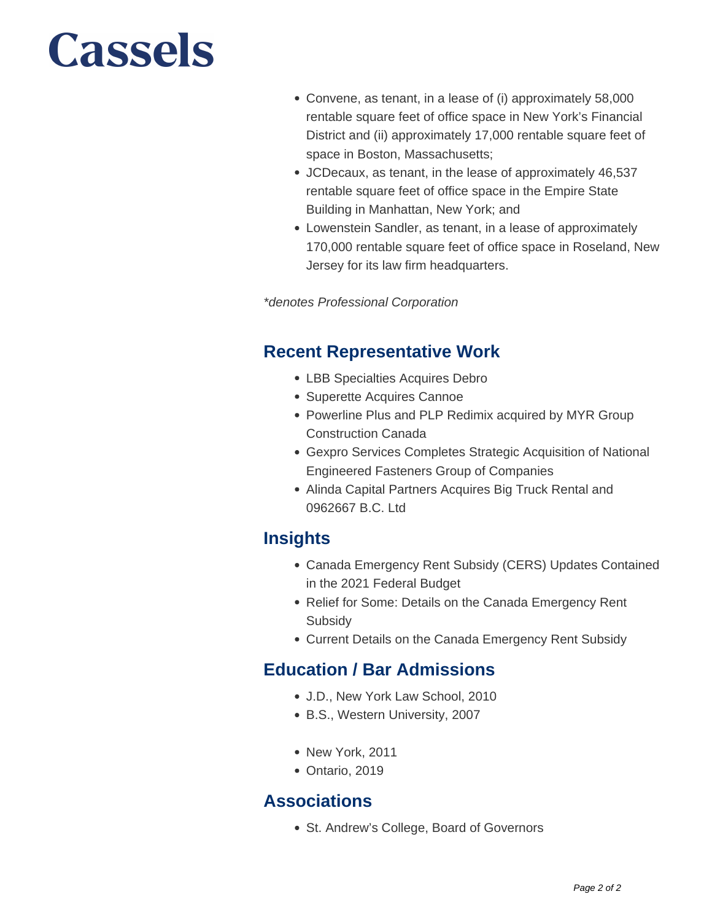- Convene, as tenant, in a lease of (i) approximately 58,000 rentable square feet of office space in New York's Financial District and (ii) approximately 17,000 rentable square feet of space in Boston, Massachusetts;
- JCDecaux, as tenant, in the lease of approximately 46,537 rentable square feet of office space in the Empire State Building in Manhattan, New York; and
- Lowenstein Sandler, as tenant, in a lease of approximately 170,000 rentable square feet of office space in Roseland, New Jersey for its law firm headquarters.

*\*denotes Professional Corporation*

## Recent Representative Work

- LBB Specialties Acquires Debro
- Superette Acquires Cannoe
- Powerline Plus and PLP Redimix acquired by MYR Group Construction Canada
- Gexpro Services Completes Strategic Acquisition of National Engineered Fasteners Group of Companies
- Alinda Capital Partners Acquires Big Truck Rental and 0962667 B.C. Ltd

## Insights

- Canada Emergency Rent Subsidy (CERS) Updates Contained in the 2021 Federal Budget
- Relief for Some: Details on the Canada Emergency Rent Subsidy
- Current Details on the Canada Emergency Rent Subsidy

## Education / Bar Admissions

- J.D., New York Law School, 2010
- B.S., Western University, 2007

- New York, 2011
- Ontario, 2019

## Associations

- St. Andrew's College, Board of Governors